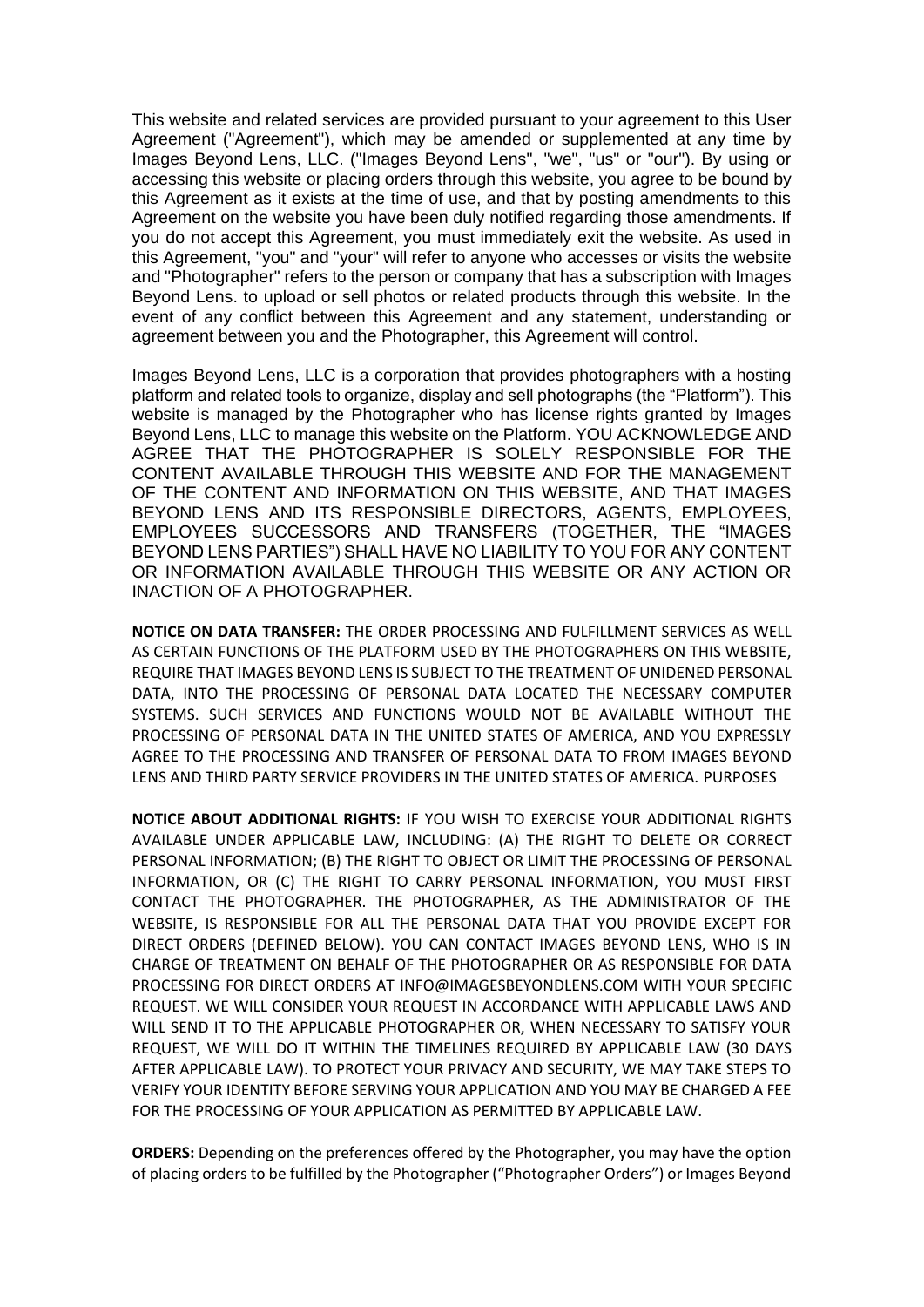This website and related services are provided pursuant to your agreement to this User Agreement ("Agreement"), which may be amended or supplemented at any time by Images Beyond Lens, LLC. ("Images Beyond Lens", "we", "us" or "our"). By using or accessing this website or placing orders through this website, you agree to be bound by this Agreement as it exists at the time of use, and that by posting amendments to this Agreement on the website you have been duly notified regarding those amendments. If you do not accept this Agreement, you must immediately exit the website. As used in this Agreement, "you" and "your" will refer to anyone who accesses or visits the website and "Photographer" refers to the person or company that has a subscription with Images Beyond Lens. to upload or sell photos or related products through this website. In the event of any conflict between this Agreement and any statement, understanding or agreement between you and the Photographer, this Agreement will control.

Images Beyond Lens, LLC is a corporation that provides photographers with a hosting platform and related tools to organize, display and sell photographs (the "Platform"). This website is managed by the Photographer who has license rights granted by Images Beyond Lens, LLC to manage this website on the Platform. YOU ACKNOWLEDGE AND AGREE THAT THE PHOTOGRAPHER IS SOLELY RESPONSIBLE FOR THE CONTENT AVAILABLE THROUGH THIS WEBSITE AND FOR THE MANAGEMENT OF THE CONTENT AND INFORMATION ON THIS WEBSITE, AND THAT IMAGES BEYOND LENS AND ITS RESPONSIBLE DIRECTORS, AGENTS, EMPLOYEES, EMPLOYEES SUCCESSORS AND TRANSFERS (TOGETHER, THE "IMAGES BEYOND LENS PARTIES") SHALL HAVE NO LIABILITY TO YOU FOR ANY CONTENT OR INFORMATION AVAILABLE THROUGH THIS WEBSITE OR ANY ACTION OR INACTION OF A PHOTOGRAPHER.

**NOTICE ON DATA TRANSFER:** THE ORDER PROCESSING AND FULFILLMENT SERVICES AS WELL AS CERTAIN FUNCTIONS OF THE PLATFORM USED BY THE PHOTOGRAPHERS ON THIS WEBSITE, REQUIRE THAT IMAGES BEYOND LENS IS SUBJECT TO THE TREATMENT OF UNIDENED PERSONAL DATA, INTO THE PROCESSING OF PERSONAL DATA LOCATED THE NECESSARY COMPUTER SYSTEMS. SUCH SERVICES AND FUNCTIONS WOULD NOT BE AVAILABLE WITHOUT THE PROCESSING OF PERSONAL DATA IN THE UNITED STATES OF AMERICA, AND YOU EXPRESSLY AGREE TO THE PROCESSING AND TRANSFER OF PERSONAL DATA TO FROM IMAGES BEYOND LENS AND THIRD PARTY SERVICE PROVIDERS IN THE UNITED STATES OF AMERICA. PURPOSES

**NOTICE ABOUT ADDITIONAL RIGHTS:** IF YOU WISH TO EXERCISE YOUR ADDITIONAL RIGHTS AVAILABLE UNDER APPLICABLE LAW, INCLUDING: (A) THE RIGHT TO DELETE OR CORRECT PERSONAL INFORMATION; (B) THE RIGHT TO OBJECT OR LIMIT THE PROCESSING OF PERSONAL INFORMATION, OR (C) THE RIGHT TO CARRY PERSONAL INFORMATION, YOU MUST FIRST CONTACT THE PHOTOGRAPHER. THE PHOTOGRAPHER, AS THE ADMINISTRATOR OF THE WEBSITE, IS RESPONSIBLE FOR ALL THE PERSONAL DATA THAT YOU PROVIDE EXCEPT FOR DIRECT ORDERS (DEFINED BELOW). YOU CAN CONTACT IMAGES BEYOND LENS, WHO IS IN CHARGE OF TREATMENT ON BEHALF OF THE PHOTOGRAPHER OR AS RESPONSIBLE FOR DATA PROCESSING FOR DIRECT ORDERS AT INFO@IMAGESBEYONDLENS.COM WITH YOUR SPECIFIC REQUEST. WE WILL CONSIDER YOUR REQUEST IN ACCORDANCE WITH APPLICABLE LAWS AND WILL SEND IT TO THE APPLICABLE PHOTOGRAPHER OR, WHEN NECESSARY TO SATISFY YOUR REQUEST, WE WILL DO IT WITHIN THE TIMELINES REQUIRED BY APPLICABLE LAW (30 DAYS AFTER APPLICABLE LAW). TO PROTECT YOUR PRIVACY AND SECURITY, WE MAY TAKE STEPS TO VERIFY YOUR IDENTITY BEFORE SERVING YOUR APPLICATION AND YOU MAY BE CHARGED A FEE FOR THE PROCESSING OF YOUR APPLICATION AS PERMITTED BY APPLICABLE LAW.

**ORDERS:** Depending on the preferences offered by the Photographer, you may have the option of placing orders to be fulfilled by the Photographer ("Photographer Orders") or Images Beyond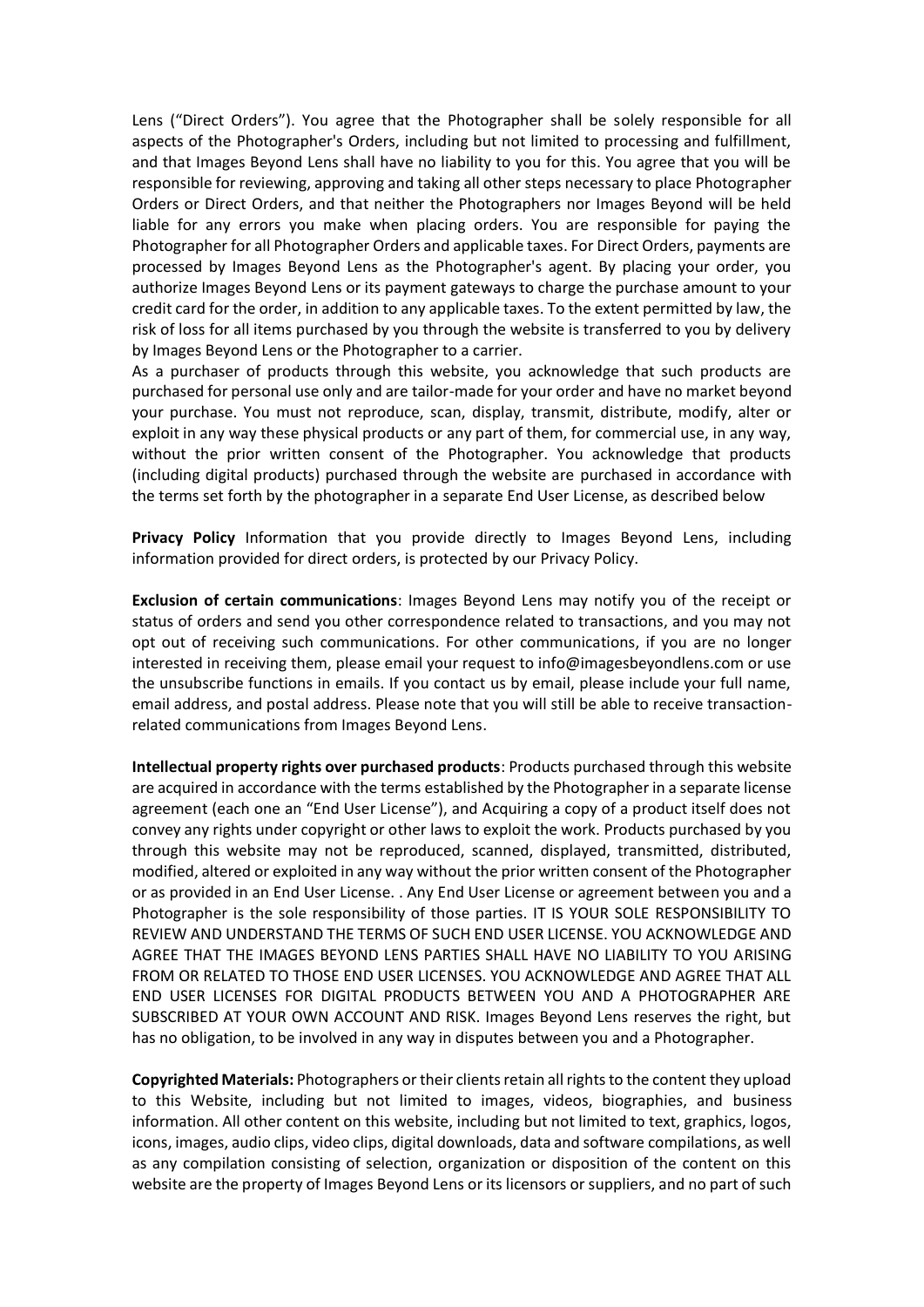Lens (“Direct Orders”). You agree that the Photographer shall be solely responsible for all aspects of the Photographer's Orders, including but not limited to processing and fulfillment, and that Images Beyond Lens shall have no liability to you for this. You agree that you will be responsible for reviewing, approving and taking all other steps necessary to place Photographer Orders or Direct Orders, and that neither the Photographers nor Images Beyond will be held liable for any errors you make when placing orders. You are responsible for paying the Photographer for all Photographer Orders and applicable taxes. For Direct Orders, payments are processed by Images Beyond Lens as the Photographer's agent. By placing your order, you authorize Images Beyond Lens or its payment gateways to charge the purchase amount to your credit card for the order, in addition to any applicable taxes. To the extent permitted by law, the risk of loss for all items purchased by you through the website is transferred to you by delivery by Images Beyond Lens or the Photographer to a carrier.

As a purchaser of products through this website, you acknowledge that such products are purchased for personal use only and are tailor-made for your order and have no market beyond your purchase. You must not reproduce, scan, display, transmit, distribute, modify, alter or exploit in any way these physical products or any part of them, for commercial use, in any way, without the prior written consent of the Photographer. You acknowledge that products (including digital products) purchased through the website are purchased in accordance with the terms set forth by the photographer in a separate End User License, as described below

**Privacy Policy** Information that you provide directly to Images Beyond Lens, including information provided for direct orders, is protected by our Privacy Policy.

**Exclusion of certain communications**: Images Beyond Lens may notify you of the receipt or status of orders and send you other correspondence related to transactions, and you may not opt out of receiving such communications. For other communications, if you are no longer interested in receiving them, please email your request to info@imagesbeyondlens.com or use the unsubscribe functions in emails. If you contact us by email, please include your full name, email address, and postal address. Please note that you will still be able to receive transaction-related communications from Images Beyond Lens.

**Intellectual property rights over purchased products**: Products purchased through this website are acquired in accordance with the terms established by the Photographer in a separate license agreement (each one an “End User License”), and Acquiring a copy of a product itself does not convey any rights under copyright or other laws to exploit the work. Products purchased by you through this website may not be reproduced, scanned, displayed, transmitted, distributed, modified, altered or exploited in any way without the prior written consent of the Photographer or as provided in an End User License. . Any End User License or agreement between you and a Photographer is the sole responsibility of those parties. IT IS YOUR SOLE RESPONSIBILITY TO REVIEW AND UNDERSTAND THE TERMS OF SUCH END USER LICENSE. YOU ACKNOWLEDGE AND AGREE THAT THE IMAGES BEYOND LENS PARTIES SHALL HAVE NO LIABILITY TO YOU ARISING FROM OR RELATED TO THOSE END USER LICENSES. YOU ACKNOWLEDGE AND AGREE THAT ALL END USER LICENSES FOR DIGITAL PRODUCTS BETWEEN YOU AND A PHOTOGRAPHER ARE SUBSCRIBED AT YOUR OWN ACCOUNT AND RISK. Images Beyond Lens reserves the right, but has no obligation, to be involved in any way in disputes between you and a Photographer.

**Copyrighted Materials:** Photographers or their clients retain all rights to the content they upload to this Website, including but not limited to images, videos, biographies, and business information. All other content on this website, including but not limited to text, graphics, logos, icons, images, audio clips, video clips, digital downloads, data and software compilations, as well as any compilation consisting of selection, organization or disposition of the content on this website are the property of Images Beyond Lens or its licensors or suppliers, and no part of such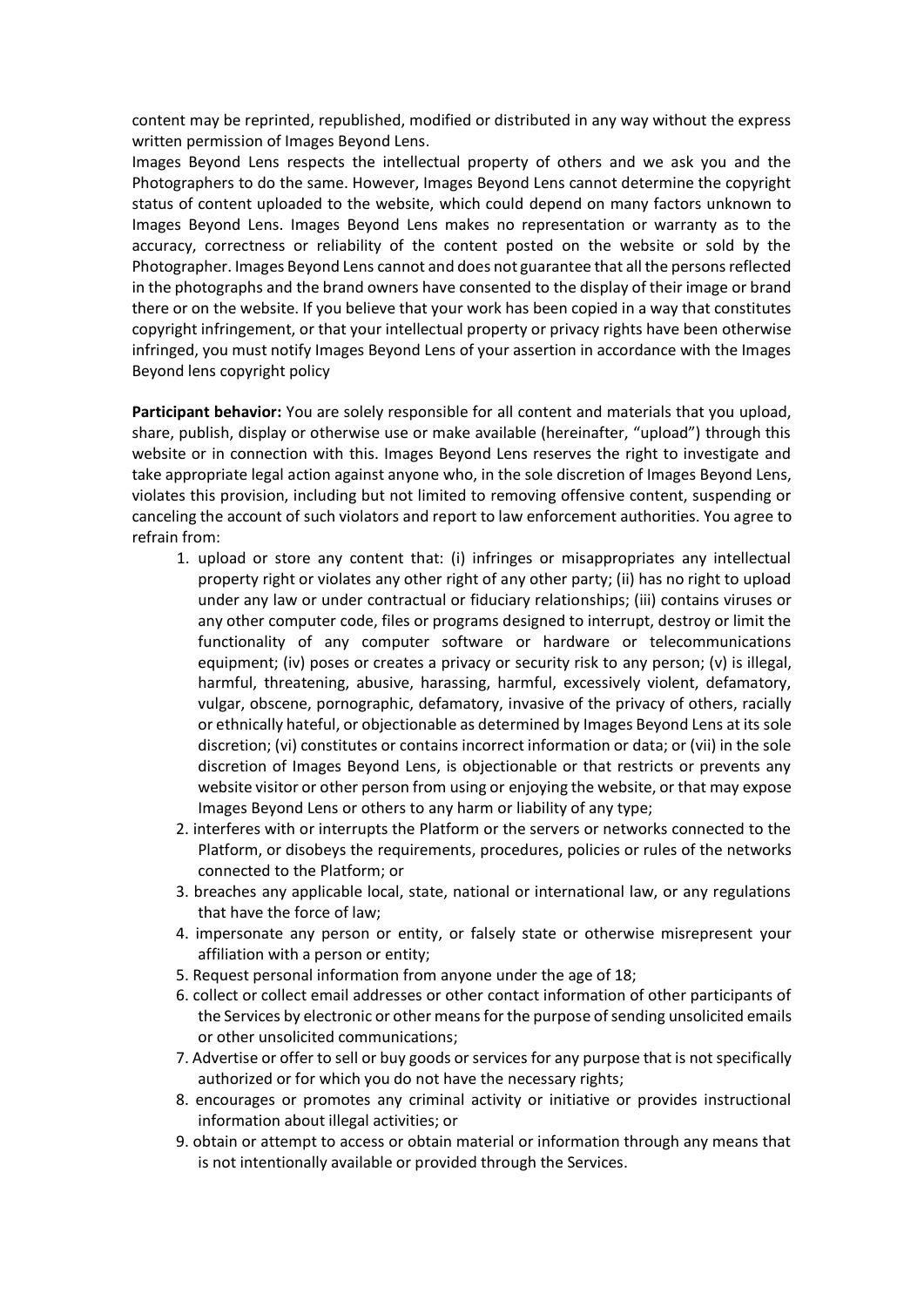content may be reprinted, republished, modified or distributed in any way without the express written permission of Images Beyond Lens.

Images Beyond Lens respects the intellectual property of others and we ask you and the Photographers to do the same. However, Images Beyond Lens cannot determine the copyright status of content uploaded to the website, which could depend on many factors unknown to Images Beyond Lens. Images Beyond Lens makes no representation or warranty as to the accuracy, correctness or reliability of the content posted on the website or sold by the Photographer. Images Beyond Lens cannot and does not guarantee that all the persons reflected in the photographs and the brand owners have consented to the display of their image or brand there or on the website. If you believe that your work has been copied in a way that constitutes copyright infringement, or that your intellectual property or privacy rights have been otherwise infringed, you must notify Images Beyond Lens of your assertion in accordance with the Images Beyond lens copyright policy

**Participant behavior:** You are solely responsible for all content and materials that you upload, share, publish, display or otherwise use or make available (hereinafter, "upload") through this website or in connection with this. Images Beyond Lens reserves the right to investigate and take appropriate legal action against anyone who, in the sole discretion of Images Beyond Lens, violates this provision, including but not limited to removing offensive content, suspending or canceling the account of such violators and report to law enforcement authorities. You agree to refrain from:

1. upload or store any content that: (i) infringes or misappropriates any intellectual property right or violates any other right of any other party; (ii) has no right to upload under any law or under contractual or fiduciary relationships; (iii) contains viruses or any other computer code, files or programs designed to interrupt, destroy or limit the functionality of any computer software or hardware or telecommunications equipment; (iv) poses or creates a privacy or security risk to any person; (v) is illegal, harmful, threatening, abusive, harassing, harmful, excessively violent, defamatory, vulgar, obscene, pornographic, defamatory, invasive of the privacy of others, racially or ethnically hateful, or objectionable as determined by Images Beyond Lens at its sole discretion; (vi) constitutes or contains incorrect information or data; or (vii) in the sole discretion of Images Beyond Lens, is objectionable or that restricts or prevents any website visitor or other person from using or enjoying the website, or that may expose Images Beyond Lens or others to any harm or liability of any type;
2. interferes with or interrupts the Platform or the servers or networks connected to the Platform, or disobeys the requirements, procedures, policies or rules of the networks connected to the Platform; or
3. breaches any applicable local, state, national or international law, or any regulations that have the force of law;
4. impersonate any person or entity, or falsely state or otherwise misrepresent your affiliation with a person or entity;
5. Request personal information from anyone under the age of 18;
6. collect or collect email addresses or other contact information of other participants of the Services by electronic or other means for the purpose of sending unsolicited emails or other unsolicited communications;
7. Advertise or offer to sell or buy goods or services for any purpose that is not specifically authorized or for which you do not have the necessary rights;
8. encourages or promotes any criminal activity or initiative or provides instructional information about illegal activities; or
9. obtain or attempt to access or obtain material or information through any means that is not intentionally available or provided through the Services.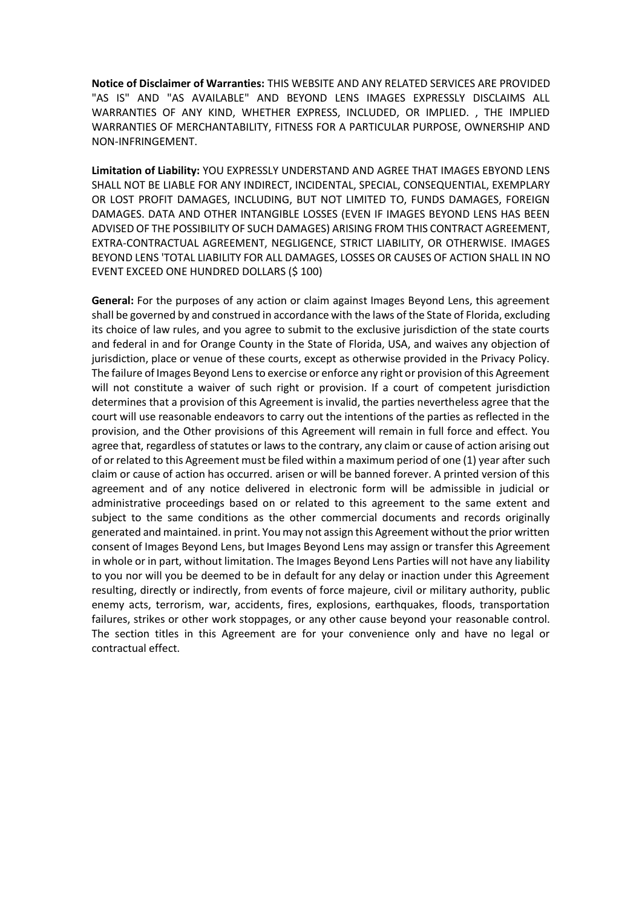**Notice of Disclaimer of Warranties:** THIS WEBSITE AND ANY RELATED SERVICES ARE PROVIDED "AS IS" AND "AS AVAILABLE" AND BEYOND LENS IMAGES EXPRESSLY DISCLAIMS ALL WARRANTIES OF ANY KIND, WHETHER EXPRESS, INCLUDED, OR IMPLIED. , THE IMPLIED WARRANTIES OF MERCHANTABILITY, FITNESS FOR A PARTICULAR PURPOSE, OWNERSHIP AND NON-INFRINGEMENT.

**Limitation of Liability:** YOU EXPRESSLY UNDERSTAND AND AGREE THAT IMAGES EBYOND LENS SHALL NOT BE LIABLE FOR ANY INDIRECT, INCIDENTAL, SPECIAL, CONSEQUENTIAL, EXEMPLARY OR LOST PROFIT DAMAGES, INCLUDING, BUT NOT LIMITED TO, FUNDS DAMAGES, FOREIGN DAMAGES. DATA AND OTHER INTANGIBLE LOSSES (EVEN IF IMAGES BEYOND LENS HAS BEEN ADVISED OF THE POSSIBILITY OF SUCH DAMAGES) ARISING FROM THIS CONTRACT AGREEMENT, EXTRA-CONTRACTUAL AGREEMENT, NEGLIGENCE, STRICT LIABILITY, OR OTHERWISE. IMAGES BEYOND LENS 'TOTAL LIABILITY FOR ALL DAMAGES, LOSSES OR CAUSES OF ACTION SHALL IN NO EVENT EXCEED ONE HUNDRED DOLLARS ($ 100)

**General:** For the purposes of any action or claim against Images Beyond Lens, this agreement shall be governed by and construed in accordance with the laws of the State of Florida, excluding its choice of law rules, and you agree to submit to the exclusive jurisdiction of the state courts and federal in and for Orange County in the State of Florida, USA, and waives any objection of jurisdiction, place or venue of these courts, except as otherwise provided in the Privacy Policy. The failure of Images Beyond Lens to exercise or enforce any right or provision of this Agreement will not constitute a waiver of such right or provision. If a court of competent jurisdiction determines that a provision of this Agreement is invalid, the parties nevertheless agree that the court will use reasonable endeavors to carry out the intentions of the parties as reflected in the provision, and the Other provisions of this Agreement will remain in full force and effect. You agree that, regardless of statutes or laws to the contrary, any claim or cause of action arising out of or related to this Agreement must be filed within a maximum period of one (1) year after such claim or cause of action has occurred. arisen or will be banned forever. A printed version of this agreement and of any notice delivered in electronic form will be admissible in judicial or administrative proceedings based on or related to this agreement to the same extent and subject to the same conditions as the other commercial documents and records originally generated and maintained. in print. You may not assign this Agreement without the prior written consent of Images Beyond Lens, but Images Beyond Lens may assign or transfer this Agreement in whole or in part, without limitation. The Images Beyond Lens Parties will not have any liability to you nor will you be deemed to be in default for any delay or inaction under this Agreement resulting, directly or indirectly, from events of force majeure, civil or military authority, public enemy acts, terrorism, war, accidents, fires, explosions, earthquakes, floods, transportation failures, strikes or other work stoppages, or any other cause beyond your reasonable control. The section titles in this Agreement are for your convenience only and have no legal or contractual effect.